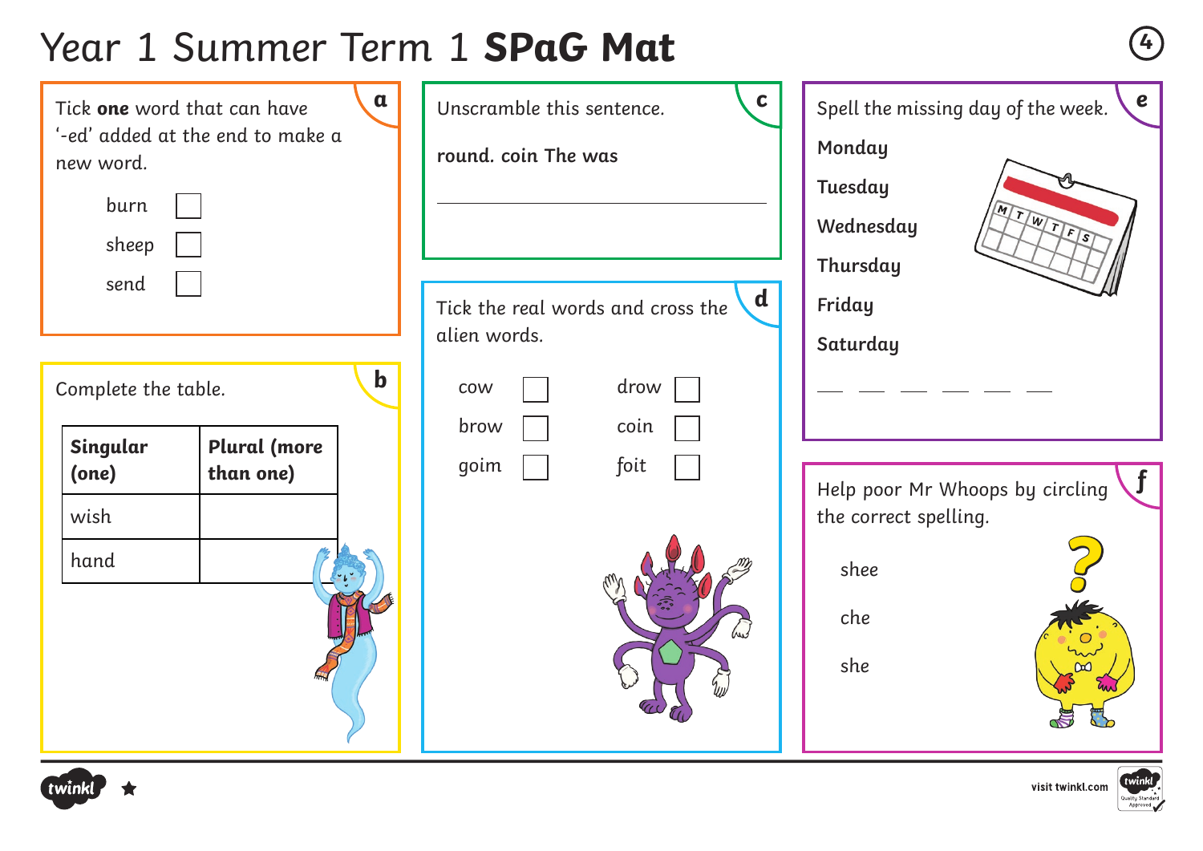# Year 1 Summer Term 1 **SPaG Mat**

4

## a

Tick **one** word that can have '-ed' added at the end to make a new word.

- burn ☐
- sheep ☐
- send ☐

## b

Complete the table.

| **Singular (one)** | **Plural (more than one)** |
|---|---|
| wish | |
| hand | |

## c

Unscramble this sentence.

**round. coin The was**

\_\_\_\_\_\_\_\_\_\_\_\_\_\_\_\_\_\_\_\_\_\_\_\_\_\_\_\_\_\_\_\_\_\_\_\_

## d

Tick the real words and cross the alien words.

| | | | |
|---|---|---|---|
| cow | ☐ | drow | ☐ |
| brow | ☐ | coin | ☐ |
| goim | ☐ | foit | ☐ |

## e

Spell the missing day of the week.

**Monday**

**Tuesday**

**Wednesday**

**Thursday**

**Friday**

**Saturday**

\_\_ \_\_ \_\_ \_\_ \_\_ \_\_

## f

Help poor Mr Whoops by circling the correct spelling.

shee

che

she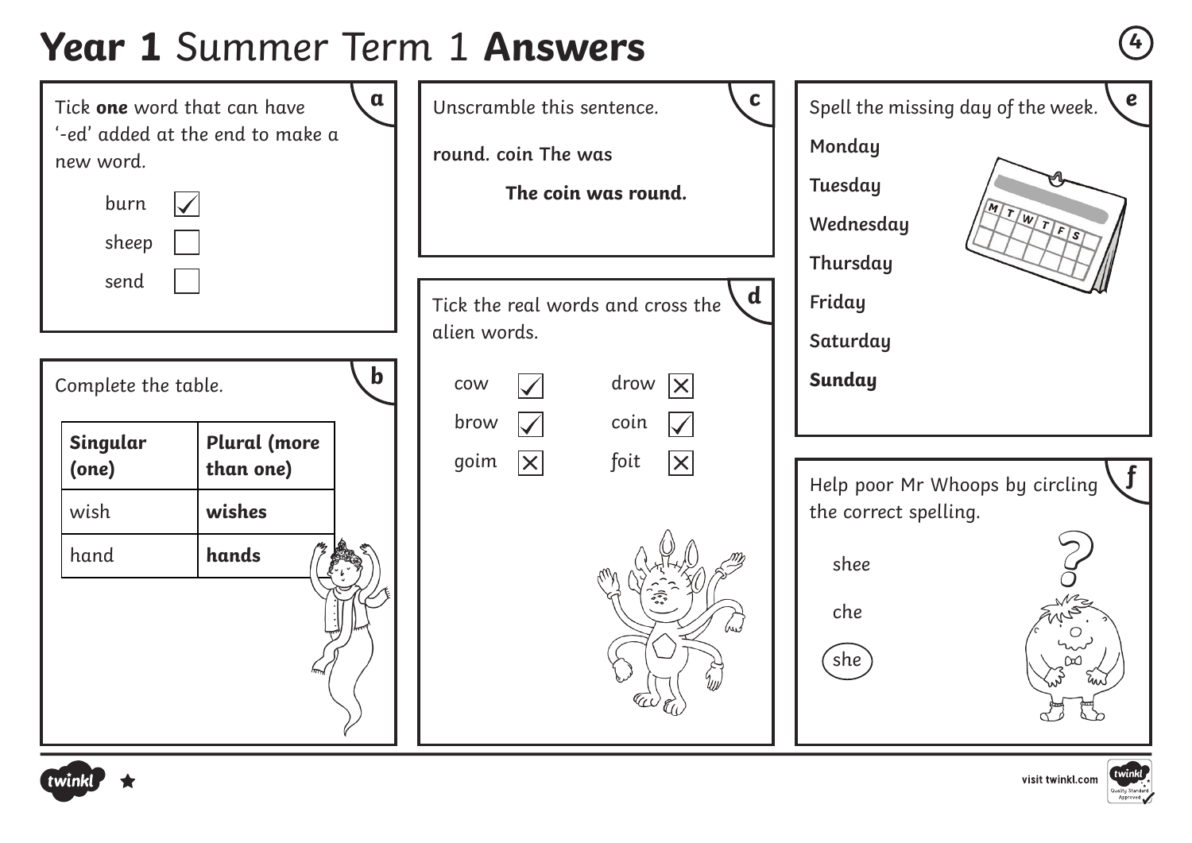# **Year 1** Summer Term 1 **Answers**

**a**

Tick **one** word that can have '-ed' added at the end to make a new word.

- burn ☑
- sheep ☐
- send ☐

**b**

Complete the table.

| **Singular (one)** | **Plural (more than one)** |
|---|---|
| wish | **wishes** |
| hand | **hands** |

**c**

Unscramble this sentence.

**round. coin The was**

**The coin was round.**

**d**

Tick the real words and cross the alien words.

- cow ☑
- brow ☑
- goim ☒
- drow ☒
- coin ☑
- foit ☒

**e**

Spell the missing day of the week.

**Monday**

**Tuesday**

**Wednesday**

**Thursday**

**Friday**

**Saturday**

**Sunday**

**f**

Help poor Mr Whoops by circling the correct spelling.

- shee
- che
- (she) — circled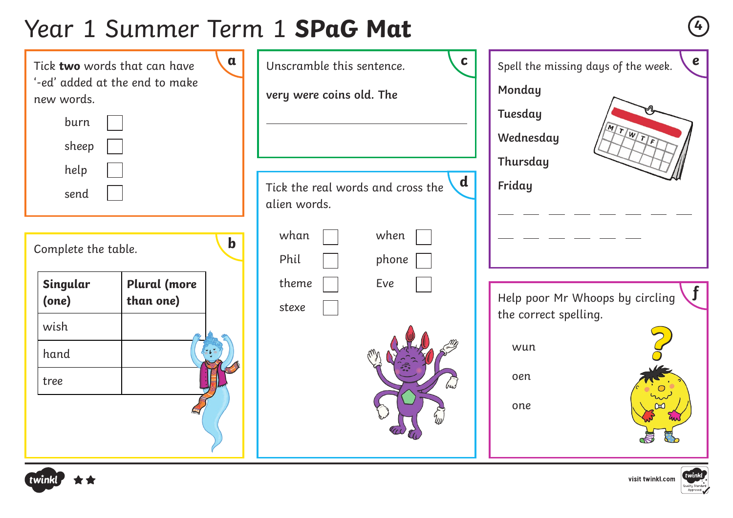# Year 1 Summer Term 1 **SPaG Mat**

4

## a

Tick **two** words that can have '-ed' added at the end to make new words.

- burn ☐
- sheep ☐
- help ☐
- send ☐

## b

Complete the table.

| **Singular (one)** | **Plural (more than one)** |
|---|---|
| wish | |
| hand | |
| tree | |

## c

Unscramble this sentence.

**very were coins old. The**

___________________________

## d

Tick the real words and cross the alien words.

| | | | |
|---|---|---|---|
| whan | ☐ | when | ☐ |
| Phil | ☐ | phone | ☐ |
| theme | ☐ | Eve | ☐ |
| stexe | ☐ | | |

## e

Spell the missing days of the week.

**Monday**

**Tuesday**

**Wednesday**

**Thursday**

**Friday**

_ _ _ _ _ _ _ _

_ _ _ _ _ _

## f

Help poor Mr Whoops by circling the correct spelling.

wun

oen

one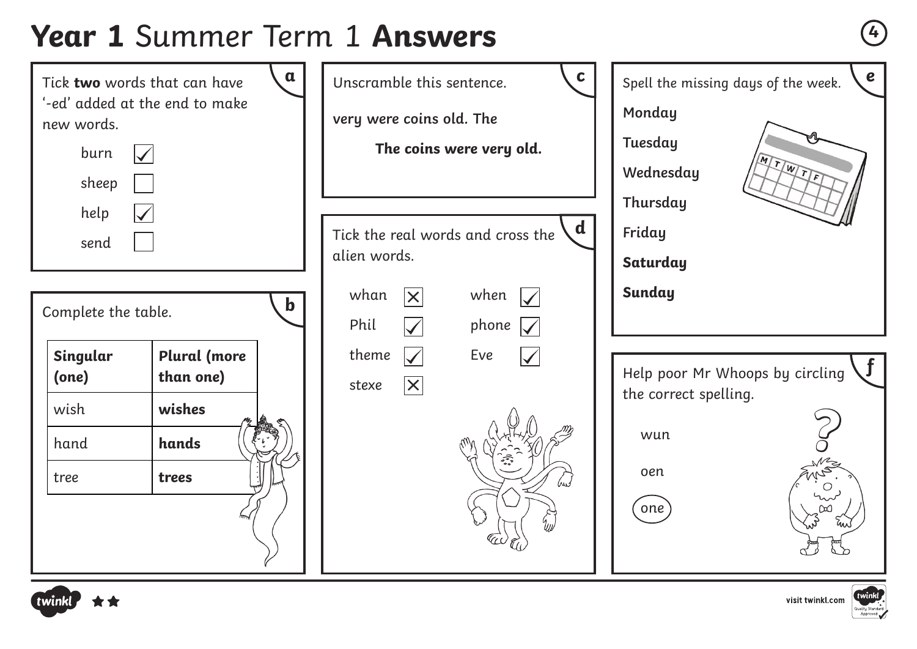# **Year 1** Summer Term 1 **Answers**

## a

Tick **two** words that can have '-ed' added at the end to make new words.

- burn ☑
- sheep ☐
- help ☑
- send ☐

## b

Complete the table.

| **Singular (one)** | **Plural (more than one)** |
| --- | --- |
| wish | **wishes** |
| hand | **hands** |
| tree | **trees** |

## c

Unscramble this sentence.

**very were coins old. The**

**The coins were very old.**

## d

Tick the real words and cross the alien words.

| | | | |
| --- | --- | --- | --- |
| whan | ☒ | when | ☑ |
| Phil | ☑ | phone | ☑ |
| theme | ☑ | Eve | ☑ |
| stexe | ☒ | | |

## e

Spell the missing days of the week.

Monday

Tuesday

Wednesday

Thursday

Friday

**Saturday**

**Sunday**

## f

Help poor Mr Whoops by circling the correct spelling.

wun

oen

(one)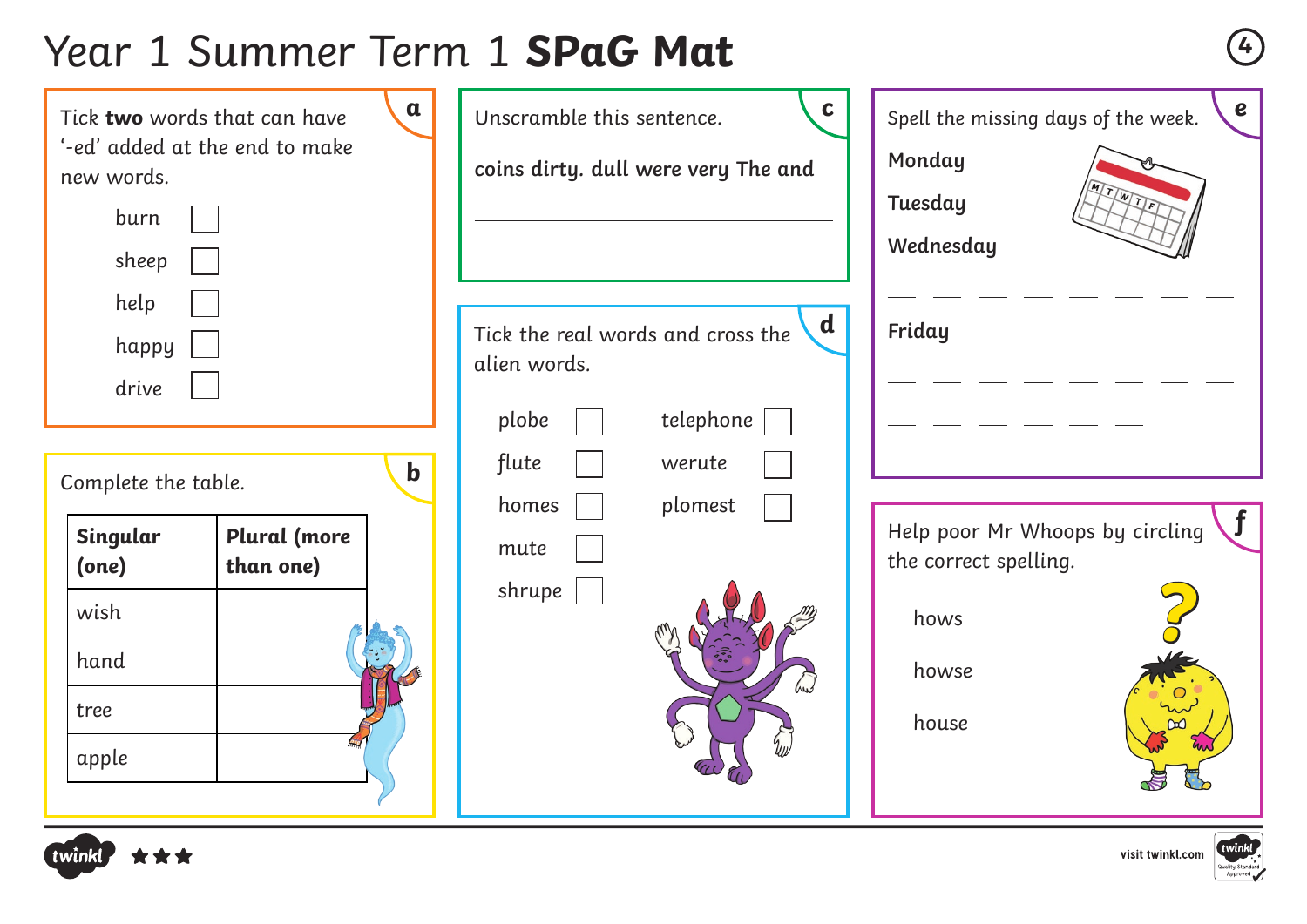# Year 1 Summer Term 1 **SPaG Mat**

## a

Tick **two** words that can have '-ed' added at the end to make new words.

- burn ☐
- sheep ☐
- help ☐
- happy ☐
- drive ☐

## b

Complete the table.

| **Singular (one)** | **Plural (more than one)** |
|---|---|
| wish | |
| hand | |
| tree | |
| apple | |

## c

Unscramble this sentence.

**coins dirty. dull were very The and**

_______________________________

## d

Tick the real words and cross the alien words.

- plobe ☐
- flute ☐
- homes ☐
- mute ☐
- shrupe ☐
- telephone ☐
- werute ☐
- plomest ☐

## e

Spell the missing days of the week.

**Monday**

**Tuesday**

**Wednesday**

__ __ __ __ __ __ __ __

**Friday**

__ __ __ __ __ __ __ __

__ __ __ __ __ __

## f

Help poor Mr Whoops by circling the correct spelling.

hows

howse

house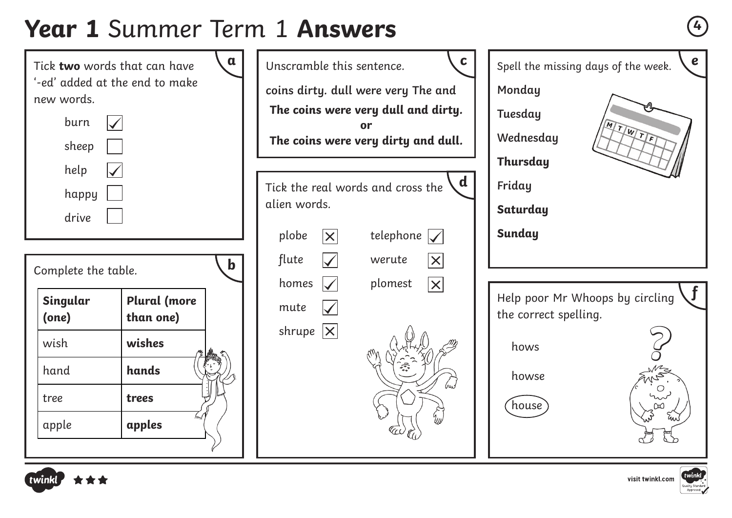# **Year 1** Summer Term 1 **Answers**

## a

Tick **two** words that can have '-ed' added at the end to make new words.

- burn ☑
- sheep ☐
- help ☑
- happy ☐
- drive ☐

## b

Complete the table.

| **Singular (one)** | **Plural (more than one)** |
|---|---|
| wish | **wishes** |
| hand | **hands** |
| tree | **trees** |
| apple | **apples** |

## c

Unscramble this sentence.

**coins dirty. dull were very The and**

**The coins were very dull and dirty.**

**or**

**The coins were very dirty and dull.**

## d

Tick the real words and cross the alien words.

- plobe ☒
- flute ☑
- homes ☑
- mute ☑
- shrupe ☒
- telephone ☑
- werute ☒
- plomest ☒

## e

Spell the missing days of the week.

Monday

Tuesday

Wednesday

**Thursday**

Friday

**Saturday**

**Sunday**

## f

Help poor Mr Whoops by circling the correct spelling.

hows

howse

(house) — circled